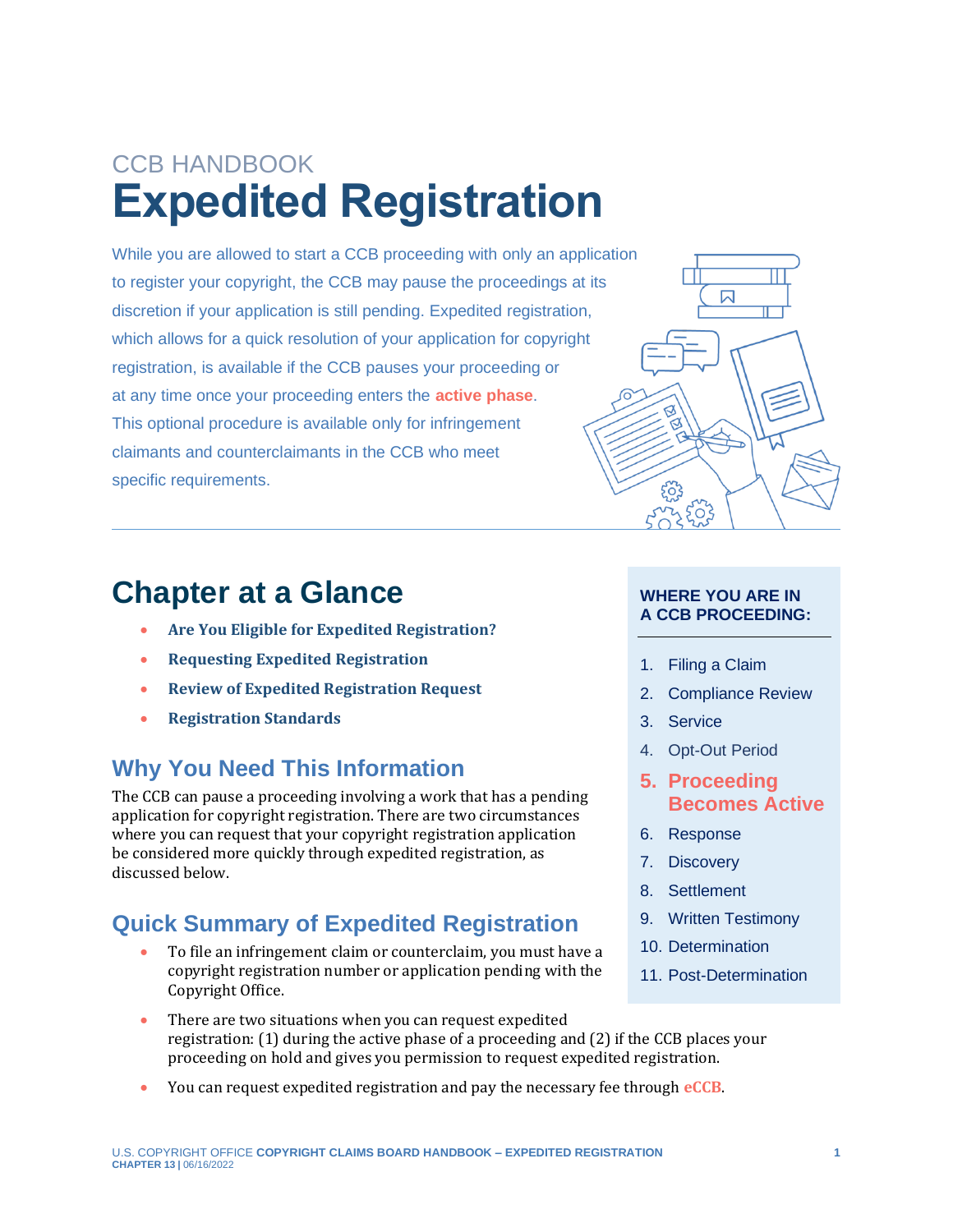CCB HANDBOOK

# Expedited Registration

While you are allowed to start a CCB proceeding with only an application to register your copyright, the CCB may pause the proceedings at its discretion if your application is still pending. Expedited registration, which allows for a quick resolution of your application for copyright registration, is available if the CCB pauses your proceeding or at any time once your proceeding enters the **active phase**. This optional procedure is available only for infringement claimants and counterclaimants in the CCB who meet specific requirements.

## Chapter at a Glance

- **Are You Eligible for Expedited Registration?**
- **Requesting Expedited Registration**
- **Review of Expedited Registration Request**
- **Registration Standards**

### Why You Need This Information

The CCB can pause a proceeding involving a work that has a pending application for copyright registration. There are two circumstances where you can request that your copyright registration application be considered more quickly through expedited registration, as discussed below.

### Quick Summary of Expedited Registration

- To file an infringement claim or counterclaim, you must have a copyright registration number or application pending with the Copyright Office.
- There are two situations when you can request expedited registration: (1) during the active phase of a proceeding and (2) if the CCB places your proceeding on hold and gives you permission to request expedited registration.
- You can request expedited registration and pay the necessary fee through **eCCB**.

**WHERE YOU ARE IN A CCB PROCEEDING:**

1. Filing a Claim
2. Compliance Review
3. Service
4. Opt-Out Period
5. **Proceeding Becomes Active**
6. Response
7. Discovery
8. Settlement
9. Written Testimony
10. Determination
11. Post-Determination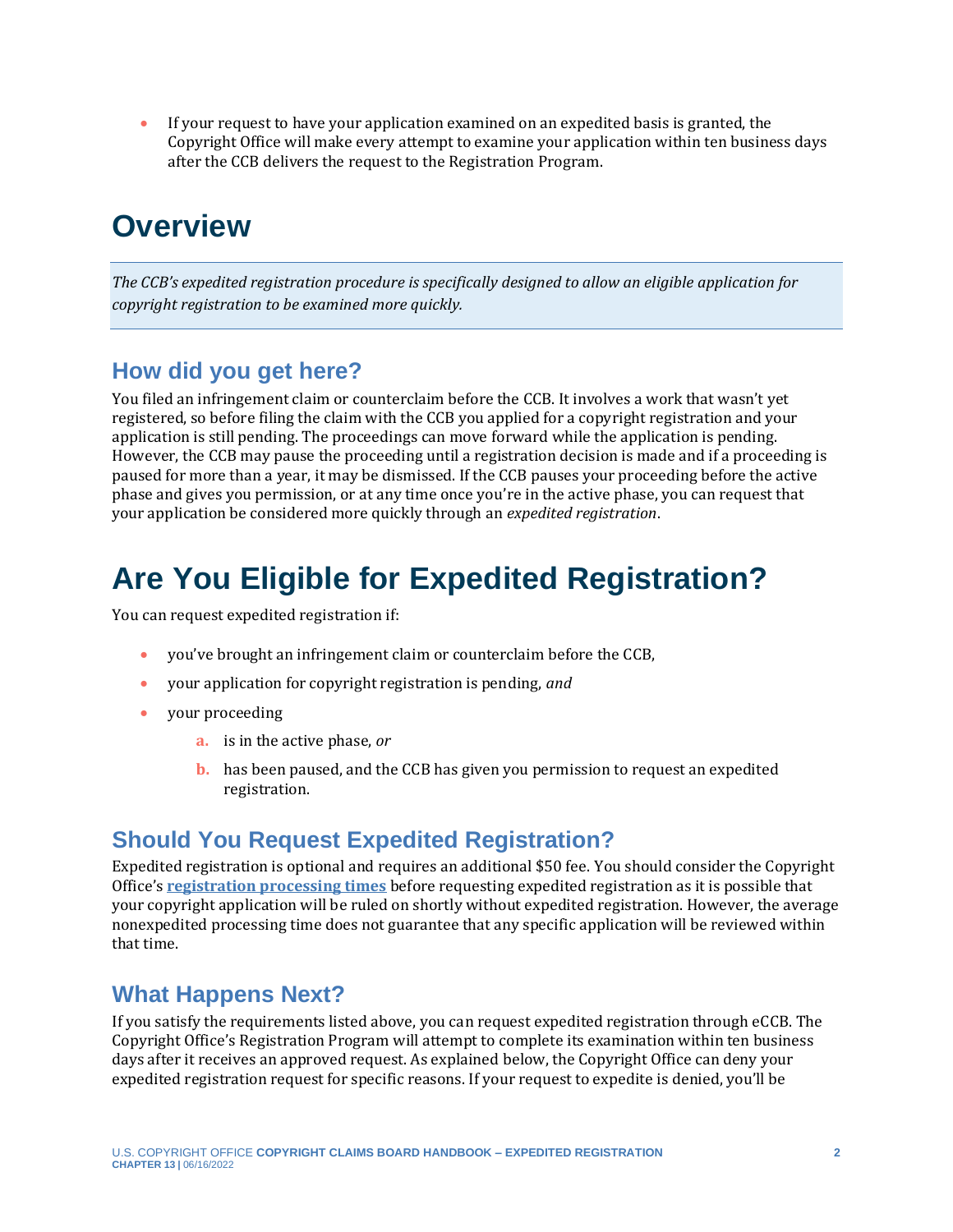- If your request to have your application examined on an expedited basis is granted, the Copyright Office will make every attempt to examine your application within ten business days after the CCB delivers the request to the Registration Program.

# Overview

*The CCB's expedited registration procedure is specifically designed to allow an eligible application for copyright registration to be examined more quickly.*

## How did you get here?

You filed an infringement claim or counterclaim before the CCB. It involves a work that wasn't yet registered, so before filing the claim with the CCB you applied for a copyright registration and your application is still pending. The proceedings can move forward while the application is pending. However, the CCB may pause the proceeding until a registration decision is made and if a proceeding is paused for more than a year, it may be dismissed. If the CCB pauses your proceeding before the active phase and gives you permission, or at any time once you're in the active phase, you can request that your application be considered more quickly through an *expedited registration*.

# Are You Eligible for Expedited Registration?

You can request expedited registration if:

- you've brought an infringement claim or counterclaim before the CCB,
- your application for copyright registration is pending, *and*
- your proceeding
  - a. is in the active phase, *or*
  - b. has been paused, and the CCB has given you permission to request an expedited registration.

## Should You Request Expedited Registration?

Expedited registration is optional and requires an additional $50 fee. You should consider the Copyright Office's **registration processing times** before requesting expedited registration as it is possible that your copyright application will be ruled on shortly without expedited registration. However, the average nonexpedited processing time does not guarantee that any specific application will be reviewed within that time.

## What Happens Next?

If you satisfy the requirements listed above, you can request expedited registration through eCCB. The Copyright Office's Registration Program will attempt to complete its examination within ten business days after it receives an approved request. As explained below, the Copyright Office can deny your expedited registration request for specific reasons. If your request to expedite is denied, you'll be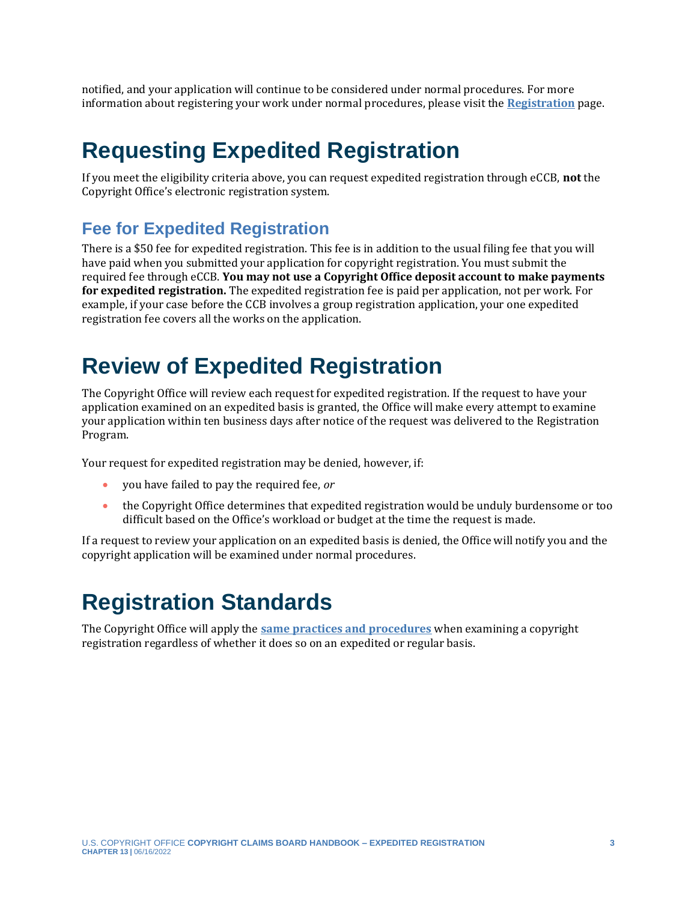notified, and your application will continue to be considered under normal procedures. For more information about registering your work under normal procedures, please visit the **Registration** page.

# Requesting Expedited Registration

If you meet the eligibility criteria above, you can request expedited registration through eCCB, **not** the Copyright Office's electronic registration system.

## Fee for Expedited Registration

There is a $50 fee for expedited registration. This fee is in addition to the usual filing fee that you will have paid when you submitted your application for copyright registration. You must submit the required fee through eCCB. **You may not use a Copyright Office deposit account to make payments for expedited registration.** The expedited registration fee is paid per application, not per work. For example, if your case before the CCB involves a group registration application, your one expedited registration fee covers all the works on the application.

# Review of Expedited Registration

The Copyright Office will review each request for expedited registration. If the request to have your application examined on an expedited basis is granted, the Office will make every attempt to examine your application within ten business days after notice of the request was delivered to the Registration Program.

Your request for expedited registration may be denied, however, if:

- you have failed to pay the required fee, *or*
- the Copyright Office determines that expedited registration would be unduly burdensome or too difficult based on the Office's workload or budget at the time the request is made.

If a request to review your application on an expedited basis is denied, the Office will notify you and the copyright application will be examined under normal procedures.

# Registration Standards

The Copyright Office will apply the **same practices and procedures** when examining a copyright registration regardless of whether it does so on an expedited or regular basis.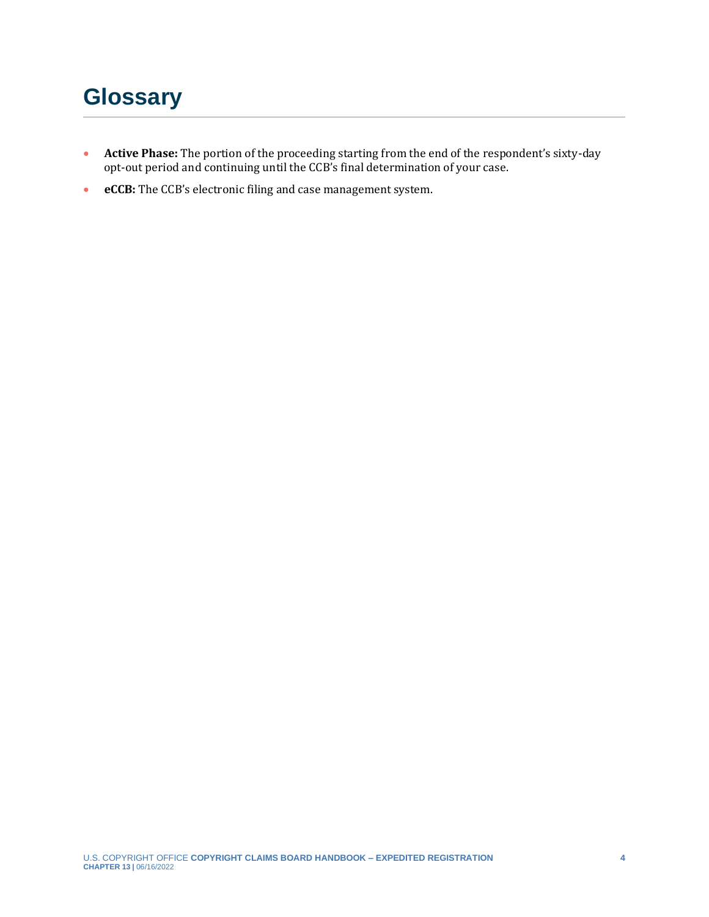# Glossary

- **Active Phase:** The portion of the proceeding starting from the end of the respondent's sixty-day opt-out period and continuing until the CCB's final determination of your case.
- **eCCB:** The CCB's electronic filing and case management system.